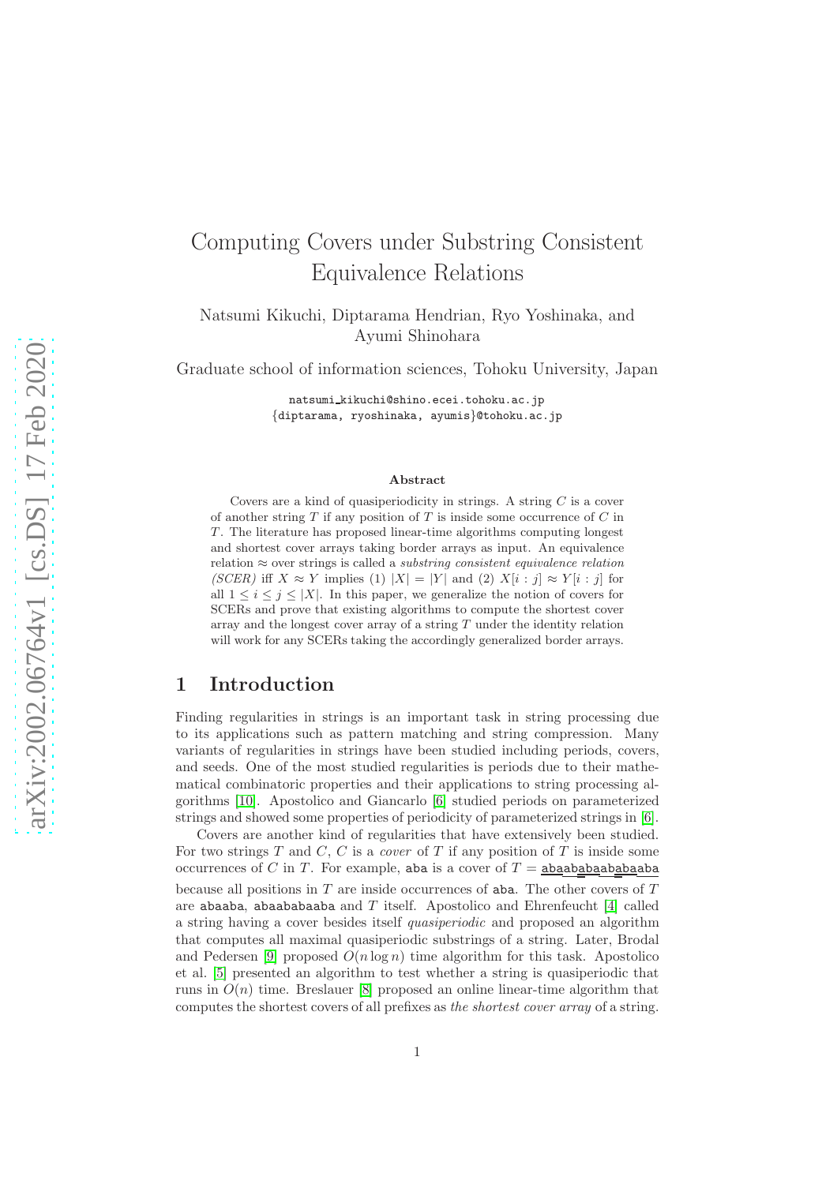# Computing Covers under Substring Consistent Equivalence Relations

Natsumi Kikuchi, Diptarama Hendrian, Ryo Yoshinaka, and Ayumi Shinohara

Graduate school of information sciences, Tohoku University, Japan

natsumi_kikuchi@shino.ecei.tohoku.ac.jp
{diptarama, ryoshinaka, ayumis}@tohoku.ac.jp

### Abstract

Covers are a kind of quasiperiodicity in strings. A string $C$ is a cover of another string $T$ if any position of $T$ is inside some occurrence of $C$ in $T$. The literature has proposed linear-time algorithms computing longest and shortest cover arrays taking border arrays as input. An equivalence relation $\approx$ over strings is called a *substring consistent equivalence relation (SCER)* iff $X \approx Y$ implies (1) $|X| = |Y|$ and (2) $X[i : j] \approx Y[i : j]$ for all $1 \leq i \leq j \leq |X|$. In this paper, we generalize the notion of covers for SCERs and prove that existing algorithms to compute the shortest cover array and the longest cover array of a string $T$ under the identity relation will work for any SCERs taking the accordingly generalized border arrays.

## 1 Introduction

Finding regularities in strings is an important task in string processing due to its applications such as pattern matching and string compression. Many variants of regularities in strings have been studied including periods, covers, and seeds. One of the most studied regularities is periods due to their mathematical combinatoric properties and their applications to string processing algorithms [10]. Apostolico and Giancarlo [6] studied periods on parameterized strings and showed some properties of periodicity of parameterized strings in [6].

Covers are another kind of regularities that have extensively been studied. For two strings $T$ and $C$, $C$ is a *cover* of $T$ if any position of $T$ is inside some occurrences of $C$ in $T$. For example, aba is a cover of $T$ = abaababaababaaba because all positions in $T$ are inside occurrences of aba. The other covers of $T$ are abaaba, abaababaaba and $T$ itself. Apostolico and Ehrenfeucht [4] called a string having a cover besides itself *quasiperiodic* and proposed an algorithm that computes all maximal quasiperiodic substrings of a string. Later, Brodal and Pedersen [9] proposed $O(n \log n)$ time algorithm for this task. Apostolico et al. [5] presented an algorithm to test whether a string is quasiperiodic that runs in $O(n)$ time. Breslauer [8] proposed an online linear-time algorithm that computes the shortest covers of all prefixes as *the shortest cover array* of a string.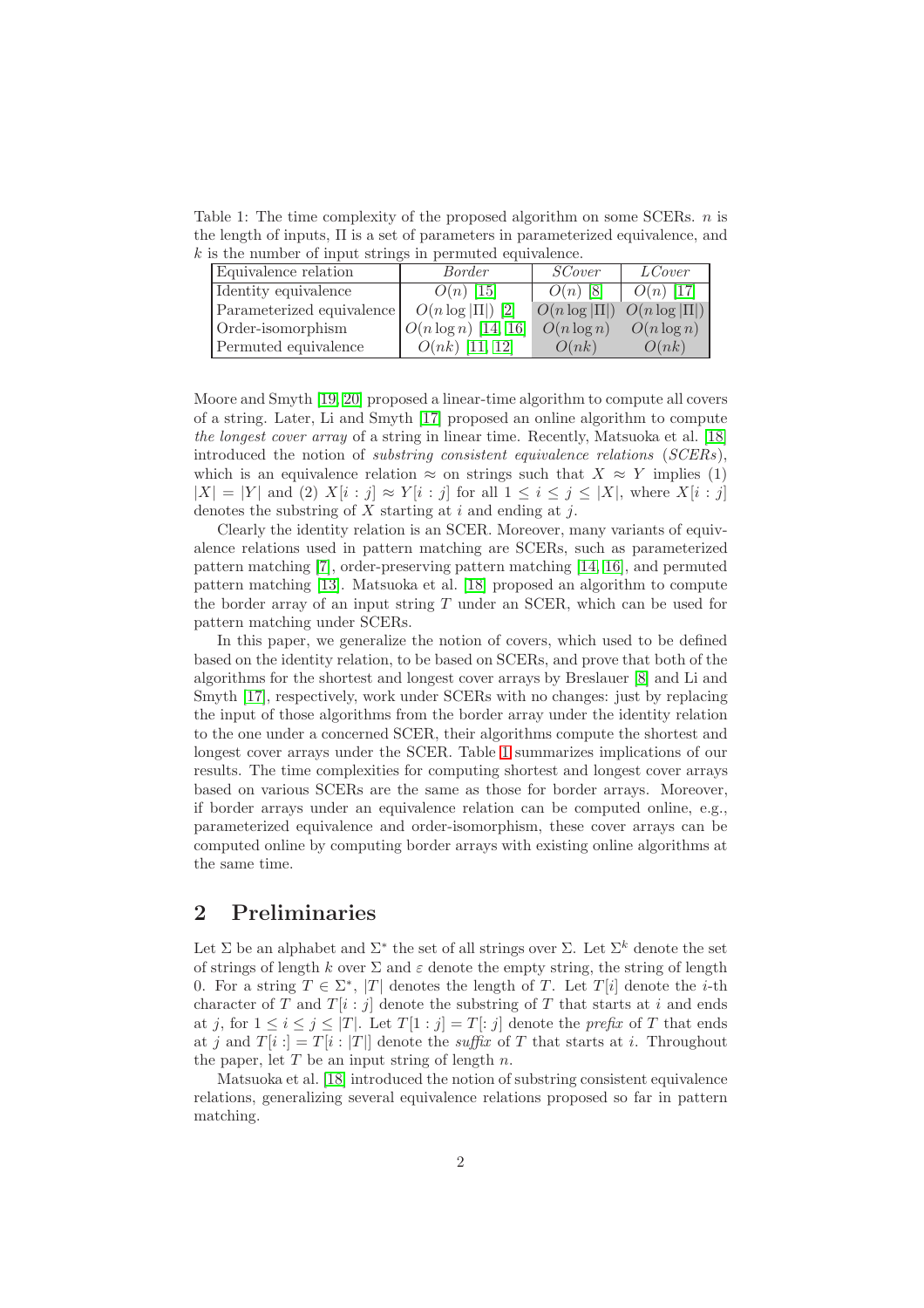Table 1: The time complexity of the proposed algorithm on some SCERs. $n$ is the length of inputs, $\Pi$ is a set of parameters in parameterized equivalence, and $k$ is the number of input strings in permuted equivalence.

| Equivalence relation | *Border* | *SCover* | *LCover* |
|---|---|---|---|
| Identity equivalence | $O(n)$ [15] | $O(n)$ [8] | $O(n)$ [17] |
| Parameterized equivalence | $O(n \log \vert\Pi\vert)$ [2] | $O(n \log \vert\Pi\vert)$ | $O(n \log \vert\Pi\vert)$ |
| Order-isomorphism | $O(n \log n)$ [14, 16] | $O(n \log n)$ | $O(n \log n)$ |
| Permuted equivalence | $O(nk)$ [11, 12] | $O(nk)$ | $O(nk)$ |

Moore and Smyth [19, 20] proposed a linear-time algorithm to compute all covers of a string. Later, Li and Smyth [17] proposed an online algorithm to compute *the longest cover array* of a string in linear time. Recently, Matsuoka et al. [18] introduced the notion of *substring consistent equivalence relations* (*SCERs*), which is an equivalence relation $\approx$ on strings such that $X \approx Y$ implies (1) $|X| = |Y|$ and (2) $X[i : j] \approx Y[i : j]$ for all $1 \leq i \leq j \leq |X|$, where $X[i : j]$ denotes the substring of $X$ starting at $i$ and ending at $j$.

Clearly the identity relation is an SCER. Moreover, many variants of equivalence relations used in pattern matching are SCERs, such as parameterized pattern matching [7], order-preserving pattern matching [14, 16], and permuted pattern matching [13]. Matsuoka et al. [18] proposed an algorithm to compute the border array of an input string $T$ under an SCER, which can be used for pattern matching under SCERs.

In this paper, we generalize the notion of covers, which used to be defined based on the identity relation, to be based on SCERs, and prove that both of the algorithms for the shortest and longest cover arrays by Breslauer [8] and Li and Smyth [17], respectively, work under SCERs with no changes: just by replacing the input of those algorithms from the border array under the identity relation to the one under a concerned SCER, their algorithms compute the shortest and longest cover arrays under the SCER. Table 1 summarizes implications of our results. The time complexities for computing shortest and longest cover arrays based on various SCERs are the same as those for border arrays. Moreover, if border arrays under an equivalence relation can be computed online, e.g., parameterized equivalence and order-isomorphism, these cover arrays can be computed online by computing border arrays with existing online algorithms at the same time.

## 2 Preliminaries

Let $\Sigma$ be an alphabet and $\Sigma^*$ the set of all strings over $\Sigma$. Let $\Sigma^k$ denote the set of strings of length $k$ over $\Sigma$ and $\varepsilon$ denote the empty string, the string of length 0. For a string $T \in \Sigma^*$, $|T|$ denotes the length of $T$. Let $T[i]$ denote the $i$-th character of $T$ and $T[i : j]$ denote the substring of $T$ that starts at $i$ and ends at $j$, for $1 \leq i \leq j \leq |T|$. Let $T[1 : j] = T[: j]$ denote the *prefix* of $T$ that ends at $j$ and $T[i :] = T[i : |T|]$ denote the *suffix* of $T$ that starts at $i$. Throughout the paper, let $T$ be an input string of length $n$.

Matsuoka et al. [18] introduced the notion of substring consistent equivalence relations, generalizing several equivalence relations proposed so far in pattern matching.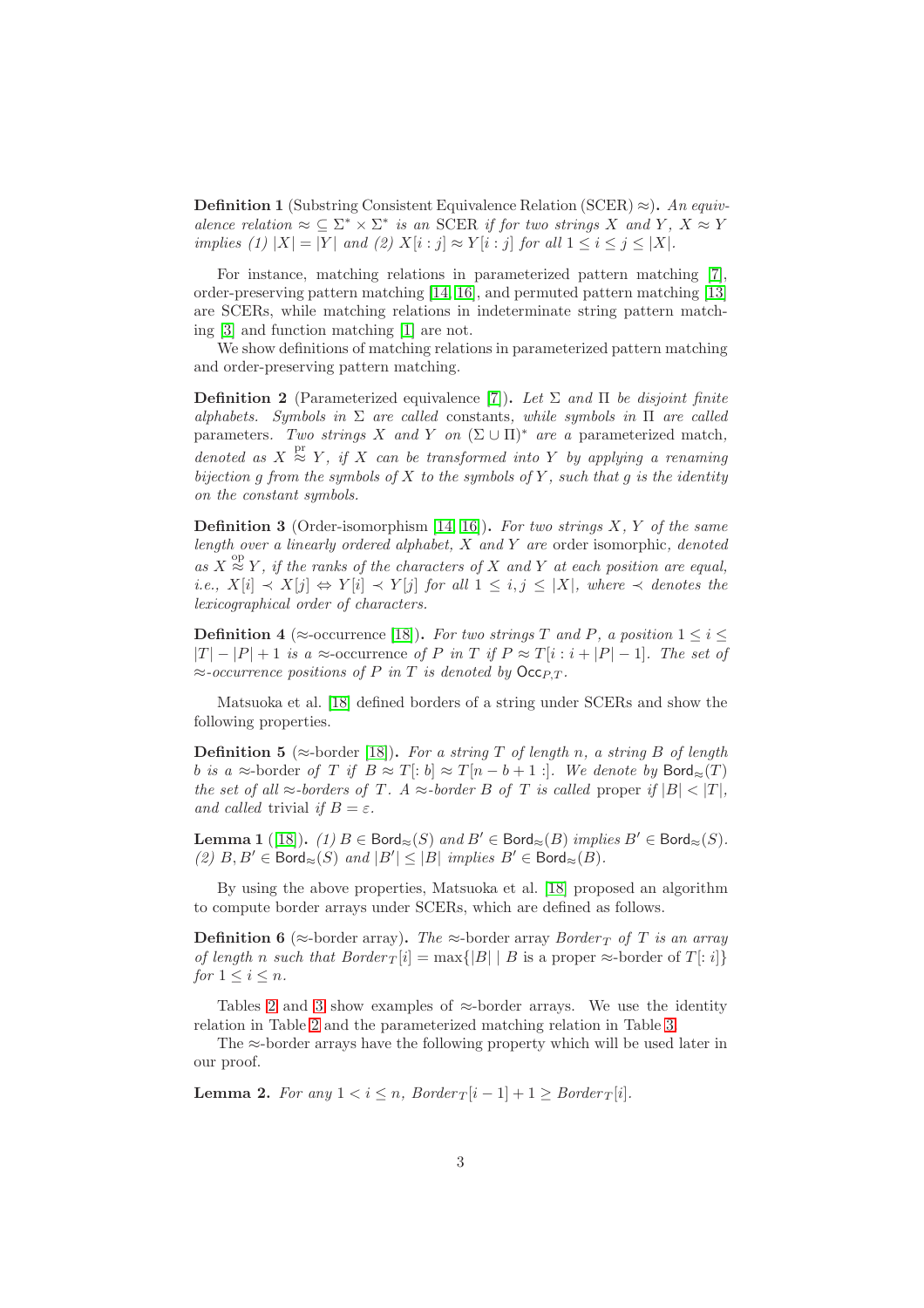**Definition 1** (Substring Consistent Equivalence Relation (SCER) $\approx$)**.** *An equivalence relation $\approx\, \subseteq \Sigma^* \times \Sigma^*$ is an SCER if for two strings $X$ and $Y$, $X \approx Y$ implies (1) $|X| = |Y|$ and (2) $X[i:j] \approx Y[i:j]$ for all $1 \leq i \leq j \leq |X|$.*

For instance, matching relations in parameterized pattern matching [7], order-preserving pattern matching [14,16], and permuted pattern matching [13] are SCERs, while matching relations in indeterminate string pattern matching [3] and function matching [1] are not.

We show definitions of matching relations in parameterized pattern matching and order-preserving pattern matching.

**Definition 2** (Parameterized equivalence [7])**.** *Let $\Sigma$ and $\Pi$ be disjoint finite alphabets. Symbols in $\Sigma$ are called* constants*, while symbols in $\Pi$ are called* parameters*. Two strings $X$ and $Y$ on $(\Sigma \cup \Pi)^*$ are a* parameterized match*, denoted as $X \overset{\text{pr}}{\approx} Y$, if $X$ can be transformed into $Y$ by applying a renaming bijection $g$ from the symbols of $X$ to the symbols of $Y$, such that $g$ is the identity on the constant symbols.*

**Definition 3** (Order-isomorphism [14,16])**.** *For two strings $X$, $Y$ of the same length over a linearly ordered alphabet, $X$ and $Y$ are* order isomorphic*, denoted as $X \overset{\text{op}}{\approx} Y$, if the ranks of the characters of $X$ and $Y$ at each position are equal, i.e., $X[i] \prec X[j] \Leftrightarrow Y[i] \prec Y[j]$ for all $1 \leq i, j \leq |X|$, where $\prec$ denotes the lexicographical order of characters.*

**Definition 4** ($\approx$-occurrence [18])**.** *For two strings $T$ and $P$, a position $1 \leq i \leq |T| - |P| + 1$ is a $\approx$-occurrence of $P$ in $T$ if $P \approx T[i : i + |P| - 1]$. The set of $\approx$-occurrence positions of $P$ in $T$ is denoted by $\mathsf{Occ}_{P,T}$.*

Matsuoka et al. [18] defined borders of a string under SCERs and show the following properties.

**Definition 5** ($\approx$-border [18])**.** *For a string $T$ of length $n$, a string $B$ of length $b$ is a $\approx$-border of $T$ if $B \approx T[:b] \approx T[n-b+1:]$. We denote by $\mathsf{Bord}_{\approx}(T)$ the set of all $\approx$-borders of $T$. A $\approx$-border $B$ of $T$ is called* proper *if $|B| < |T|$, and called* trivial *if $B = \varepsilon$.*

**Lemma 1** ([18])**.** *(1) $B \in \mathsf{Bord}_{\approx}(S)$ and $B' \in \mathsf{Bord}_{\approx}(B)$ implies $B' \in \mathsf{Bord}_{\approx}(S)$. (2) $B, B' \in \mathsf{Bord}_{\approx}(S)$ and $|B'| \leq |B|$ implies $B' \in \mathsf{Bord}_{\approx}(B)$.*

By using the above properties, Matsuoka et al. [18] proposed an algorithm to compute border arrays under SCERs, which are defined as follows.

**Definition 6** ($\approx$-border array)**.** *The* $\approx$-border array *$Border_T$ of $T$ is an array of length $n$ such that $Border_T[i] = \max\{|B| \mid B \text{ is a proper } \approx\text{-border of } T[:i]\}$ for $1 \leq i \leq n$.*

Tables 2 and 3 show examples of $\approx$-border arrays. We use the identity relation in Table 2 and the parameterized matching relation in Table 3.

The $\approx$-border arrays have the following property which will be used later in our proof.

**Lemma 2.** *For any $1 < i \leq n$, $Border_T[i-1] + 1 \geq Border_T[i]$.*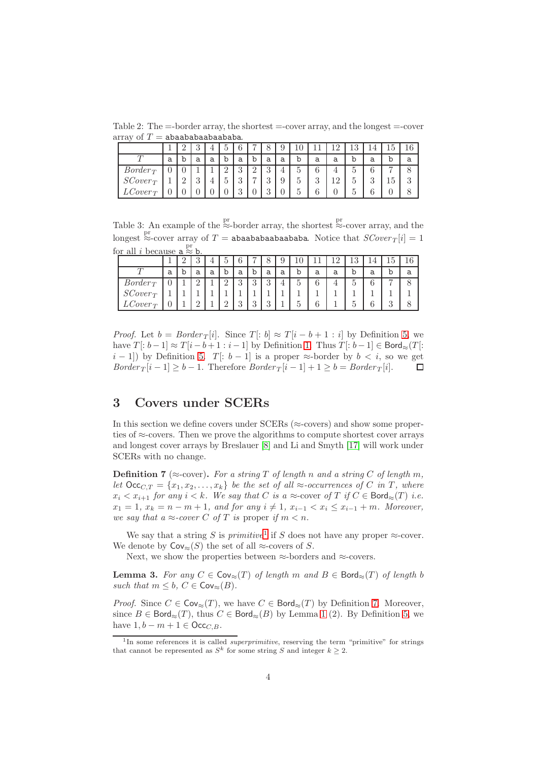Table 2: The =-border array, the shortest =-cover array, and the longest =-cover array of $T = $ abaababaabaababa.

| | 1 | 2 | 3 | 4 | 5 | 6 | 7 | 8 | 9 | 10 | 11 | 12 | 13 | 14 | 15 | 16 |
|---|---|---|---|---|---|---|---|---|---|---|---|---|---|---|---|---|
| $T$ | a | b | a | a | b | a | b | a | a | b | a | a | b | a | b | a |
| $Border_T$ | 0 | 0 | 1 | 1 | 2 | 3 | 2 | 3 | 4 | 5 | 6 | 4 | 5 | 6 | 7 | 8 |
| $SCover_T$ | 1 | 2 | 3 | 4 | 5 | 3 | 7 | 3 | 9 | 5 | 3 | 12 | 5 | 3 | 15 | 3 |
| $LCover_T$ | 0 | 0 | 0 | 0 | 0 | 3 | 0 | 3 | 0 | 5 | 6 | 0 | 5 | 6 | 0 | 8 |

Table 3: An example of the $\overset{\text{pr}}{\approx}$-border array, the shortest $\overset{\text{pr}}{\approx}$-cover array, and the longest $\overset{\text{pr}}{\approx}$-cover array of $T = $ abaababaabaababa. Notice that $SCover_T[i] = 1$ for all $i$ because a $\overset{\text{pr}}{\approx}$ b.

| | 1 | 2 | 3 | 4 | 5 | 6 | 7 | 8 | 9 | 10 | 11 | 12 | 13 | 14 | 15 | 16 |
|---|---|---|---|---|---|---|---|---|---|---|---|---|---|---|---|---|
| $T$ | a | b | a | a | b | a | b | a | a | b | a | a | b | a | b | a |
| $Border_T$ | 0 | 1 | 2 | 1 | 2 | 3 | 3 | 3 | 4 | 5 | 6 | 4 | 5 | 6 | 7 | 8 |
| $SCover_T$ | 1 | 1 | 1 | 1 | 1 | 1 | 1 | 1 | 1 | 1 | 1 | 1 | 1 | 1 | 1 | 1 |
| $LCover_T$ | 0 | 1 | 2 | 1 | 2 | 3 | 3 | 3 | 1 | 5 | 6 | 1 | 5 | 6 | 3 | 8 |

*Proof.* Let $b = Border_T[i]$. Since $T[:b] \approx T[i-b+1:i]$ by Definition 5, we have $T[:b-1] \approx T[i-b+1:i-1]$ by Definition 1. Thus $T[:b-1] \in \mathsf{Bord}_{\approx}(T[:i-1])$ by Definition 5. $T[:b-1]$ is a proper $\approx$-border by $b < i$, so we get $Border_T[i-1] \geq b-1$. Therefore $Border_T[i-1]+1 \geq b = Border_T[i]$. □

## 3 Covers under SCERs

In this section we define covers under SCERs ($\approx$-covers) and show some properties of $\approx$-covers. Then we prove the algorithms to compute shortest cover arrays and longest cover arrays by Breslauer [8] and Li and Smyth [17] will work under SCERs with no change.

**Definition 7** ($\approx$-cover). *For a string $T$ of length $n$ and a string $C$ of length $m$, let $\mathsf{Occ}_{C,T} = \{x_1, x_2, \ldots, x_k\}$ be the set of all $\approx$-occurrences of $C$ in $T$, where $x_i < x_{i+1}$ for any $i < k$. We say that $C$ is a $\approx$-cover of $T$ if $C \in \mathsf{Bord}_{\approx}(T)$ i.e. $x_1 = 1$, $x_k = n-m+1$, and for any $i \neq 1$, $x_{i-1} < x_i \leq x_{i-1}+m$. Moreover, we say that a $\approx$-cover $C$ of $T$ is* proper *if $m < n$.*

We say that a string $S$ is *primitive*[1] if $S$ does not have any proper $\approx$-cover. We denote by $\mathsf{Cov}_{\approx}(S)$ the set of all $\approx$-covers of $S$.

Next, we show the properties between $\approx$-borders and $\approx$-covers.

**Lemma 3.** *For any $C \in \mathsf{Cov}_{\approx}(T)$ of length $m$ and $B \in \mathsf{Bord}_{\approx}(T)$ of length $b$ such that $m \leq b$, $C \in \mathsf{Cov}_{\approx}(B)$.*

*Proof.* Since $C \in \mathsf{Cov}_{\approx}(T)$, we have $C \in \mathsf{Bord}_{\approx}(T)$ by Definition 7. Moreover, since $B \in \mathsf{Bord}_{\approx}(T)$, thus $C \in \mathsf{Bord}_{\approx}(B)$ by Lemma 1 (2). By Definition 5, we have $1, b-m+1 \in \mathsf{Occ}_{C,B}$.

[1] In some references it is called *superprimitive*, reserving the term "primitive" for strings that cannot be represented as $S^k$ for some string $S$ and integer $k \geq 2$.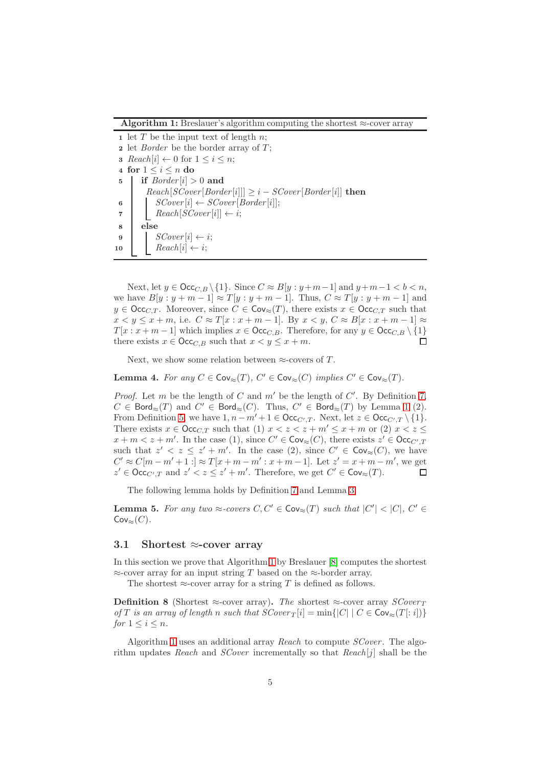**Algorithm 1:** Breslauer's algorithm computing the shortest $\approx$-cover array

```
1  let T be the input text of length n;
2  let Border be the border array of T;
3  Reach[i] ← 0 for 1 ≤ i ≤ n;
4  for 1 ≤ i ≤ n do
5      if Border[i] > 0 and
         Reach[SCover[Border[i]]] ≥ i − SCover[Border[i]] then
6          SCover[i] ← SCover[Border[i]];
7          Reach[SCover[i]] ← i;
8      else
9          SCover[i] ← i;
10         Reach[i] ← i;
```

Next, let $y \in \mathsf{Occ}_{C,B} \setminus \{1\}$. Since $C \approx B[y : y+m-1]$ and $y+m-1 < b < n$, we have $B[y : y+m-1] \approx T[y : y+m-1]$. Thus, $C \approx T[y : y+m-1]$ and $y \in \mathsf{Occ}_{C,T}$. Moreover, since $C \in \mathsf{Cov}_{\approx}(T)$, there exists $x \in \mathsf{Occ}_{C,T}$ such that $x < y \leq x+m$, i.e. $C \approx T[x : x+m-1]$. By $x < y$, $C \approx B[x : x+m-1] \approx T[x : x+m-1]$ which implies $x \in \mathsf{Occ}_{C,B}$. Therefore, for any $y \in \mathsf{Occ}_{C,B} \setminus \{1\}$ there exists $x \in \mathsf{Occ}_{C,B}$ such that $x < y \leq x+m$. □

Next, we show some relation between $\approx$-covers of $T$.

**Lemma 4.** *For any $C \in \mathsf{Cov}_{\approx}(T)$, $C' \in \mathsf{Cov}_{\approx}(C)$ implies $C' \in \mathsf{Cov}_{\approx}(T)$.*

*Proof.* Let $m$ be the length of $C$ and $m'$ be the length of $C'$. By Definition 7, $C \in \mathsf{Bord}_{\approx}(T)$ and $C' \in \mathsf{Bord}_{\approx}(C)$. Thus, $C' \in \mathsf{Bord}_{\approx}(T)$ by Lemma 1 (2). From Definition 5, we have $1, n-m'+1 \in \mathsf{Occ}_{C',T}$. Next, let $z \in \mathsf{Occ}_{C',T} \setminus \{1\}$. There exists $x \in \mathsf{Occ}_{C,T}$ such that (1) $x < z < z+m' \leq x+m$ or (2) $x < z \leq x+m < z+m'$. In the case (1), since $C' \in \mathsf{Cov}_{\approx}(C)$, there exists $z' \in \mathsf{Occ}_{C',T}$ such that $z' < z \leq z'+m'$. In the case (2), since $C' \in \mathsf{Cov}_{\approx}(C)$, we have $C' \approx C[m-m'+1 :] \approx T[x+m-m' : x+m-1]$. Let $z' = x+m-m'$, we get $z' \in \mathsf{Occ}_{C',T}$ and $z' < z \leq z'+m'$. Therefore, we get $C' \in \mathsf{Cov}_{\approx}(T)$. □

The following lemma holds by Definition 7 and Lemma 3.

**Lemma 5.** *For any two $\approx$-covers $C, C' \in \mathsf{Cov}_{\approx}(T)$ such that $|C'| < |C|$, $C' \in \mathsf{Cov}_{\approx}(C)$.*

### 3.1 Shortest $\approx$-cover array

In this section we prove that Algorithm 1 by Breslauer [8] computes the shortest $\approx$-cover array for an input string $T$ based on the $\approx$-border array.

The shortest $\approx$-cover array for a string $T$ is defined as follows.

**Definition 8** (Shortest $\approx$-cover array)**.** *The* shortest $\approx$-cover array $SCover_T$ *of $T$ is an array of length $n$ such that $SCover_T[i] = \min\{|C| \mid C \in \mathsf{Cov}_{\approx}(T[: i])\}$ for $1 \leq i \leq n$.*

Algorithm 1 uses an additional array *Reach* to compute *SCover*. The algorithm updates *Reach* and *SCover* incrementally so that *Reach*$[j]$ shall be the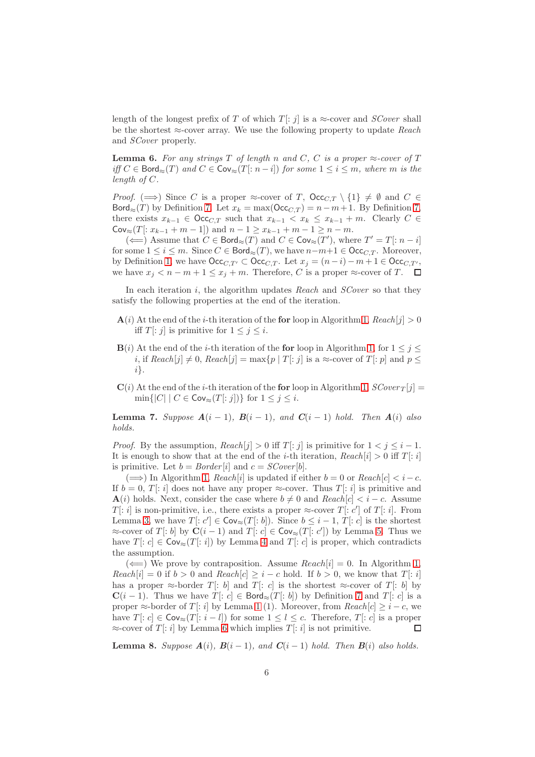length of the longest prefix of $T$ of which $T[:j]$ is a $\approx$-cover and *SCover* shall be the shortest $\approx$-cover array. We use the following property to update *Reach* and *SCover* properly.

**Lemma 6.** *For any strings $T$ of length $n$ and $C$, $C$ is a proper $\approx$-cover of $T$ iff $C \in \mathsf{Bord}_{\approx}(T)$ and $C \in \mathsf{Cov}_{\approx}(T[:n-i])$ for some $1 \leq i \leq m$, where $m$ is the length of $C$.*

*Proof.* ($\Longrightarrow$) Since $C$ is a proper $\approx$-cover of $T$, $\mathsf{Occ}_{C,T} \setminus \{1\} \neq \emptyset$ and $C \in \mathsf{Bord}_{\approx}(T)$ by Definition 7. Let $x_k = \max(\mathsf{Occ}_{C,T}) = n - m + 1$. By Definition 7, there exists $x_{k-1} \in \mathsf{Occ}_{C,T}$ such that $x_{k-1} < x_k \leq x_{k-1} + m$. Clearly $C \in \mathsf{Cov}_{\approx}(T[:x_{k-1}+m-1])$ and $n-1 \geq x_{k-1}+m-1 \geq n-m$.

($\Longleftarrow$) Assume that $C \in \mathsf{Bord}_{\approx}(T)$ and $C \in \mathsf{Cov}_{\approx}(T')$, where $T' = T[:n-i]$ for some $1 \leq i \leq m$. Since $C \in \mathsf{Bord}_{\approx}(T)$, we have $n-m+1 \in \mathsf{Occ}_{C,T}$. Moreover, by Definition 1, we have $\mathsf{Occ}_{C,T'} \subset \mathsf{Occ}_{C,T}$. Let $x_j = (n-i)-m+1 \in \mathsf{Occ}_{C,T'}$, we have $x_j < n-m+1 \leq x_j + m$. Therefore, $C$ is a proper $\approx$-cover of $T$. $\square$

In each iteration $i$, the algorithm updates *Reach* and *SCover* so that they satisfy the following properties at the end of the iteration.

- $\mathbf{A}(i)$ At the end of the $i$-th iteration of the **for** loop in Algorithm 1, $Reach[j] > 0$ iff $T[:j]$ is primitive for $1 \leq j \leq i$.
- $\mathbf{B}(i)$ At the end of the $i$-th iteration of the **for** loop in Algorithm 1, for $1 \leq j \leq i$, if $Reach[j] \neq 0$, $Reach[j] = \max\{p \mid T[:j]$ is a $\approx$-cover of $T[:p]$ and $p \leq i\}$.
- $\mathbf{C}(i)$ At the end of the $i$-th iteration of the **for** loop in Algorithm 1, $SCover_T[j] = \min\{|C| \mid C \in \mathsf{Cov}_{\approx}(T[:j])\}$ for $1 \leq j \leq i$.

**Lemma 7.** *Suppose $\boldsymbol{A}(i-1)$, $\boldsymbol{B}(i-1)$, and $\boldsymbol{C}(i-1)$ hold. Then $\boldsymbol{A}(i)$ also holds.*

*Proof.* By the assumption, $Reach[j] > 0$ iff $T[:j]$ is primitive for $1 < j \leq i-1$. It is enough to show that at the end of the $i$-th iteration, $Reach[i] > 0$ iff $T[:i]$ is primitive. Let $b = Border[i]$ and $c = SCover[b]$.

($\Longrightarrow$) In Algorithm 1, $Reach[i]$ is updated if either $b = 0$ or $Reach[c] < i - c$. If $b = 0$, $T[:i]$ does not have any proper $\approx$-cover. Thus $T[:i]$ is primitive and $\mathbf{A}(i)$ holds. Next, consider the case where $b \neq 0$ and $Reach[c] < i - c$. Assume $T[:i]$ is non-primitive, i.e., there exists a proper $\approx$-cover $T[:c']$ of $T[:i]$. From Lemma 3, we have $T[:c'] \in \mathsf{Cov}_{\approx}(T[:b])$. Since $b \leq i-1$, $T[:c]$ is the shortest $\approx$-cover of $T[:b]$ by $\mathbf{C}(i-1)$ and $T[:c] \in \mathsf{Cov}_{\approx}(T[:c'])$ by Lemma 5. Thus we have $T[:c] \in \mathsf{Cov}_{\approx}(T[:i])$ by Lemma 4 and $T[:c]$ is proper, which contradicts the assumption.

($\Longleftarrow$) We prove by contraposition. Assume $Reach[i] = 0$. In Algorithm 1, $Reach[i] = 0$ if $b > 0$ and $Reach[c] \geq i - c$ hold. If $b > 0$, we know that $T[:i]$ has a proper $\approx$-border $T[:b]$ and $T[:c]$ is the shortest $\approx$-cover of $T[:b]$ by $\mathbf{C}(i-1)$. Thus we have $T[:c] \in \mathsf{Bord}_{\approx}(T[:b])$ by Definition 7 and $T[:c]$ is a proper $\approx$-border of $T[:i]$ by Lemma 1 (1). Moreover, from $Reach[c] \geq i - c$, we have $T[:c] \in \mathsf{Cov}_{\approx}(T[:i-l])$ for some $1 \leq l \leq c$. Therefore, $T[:c]$ is a proper $\approx$-cover of $T[:i]$ by Lemma 6 which implies $T[:i]$ is not primitive. $\square$

**Lemma 8.** *Suppose $\boldsymbol{A}(i)$, $\boldsymbol{B}(i-1)$, and $\boldsymbol{C}(i-1)$ hold. Then $\boldsymbol{B}(i)$ also holds.*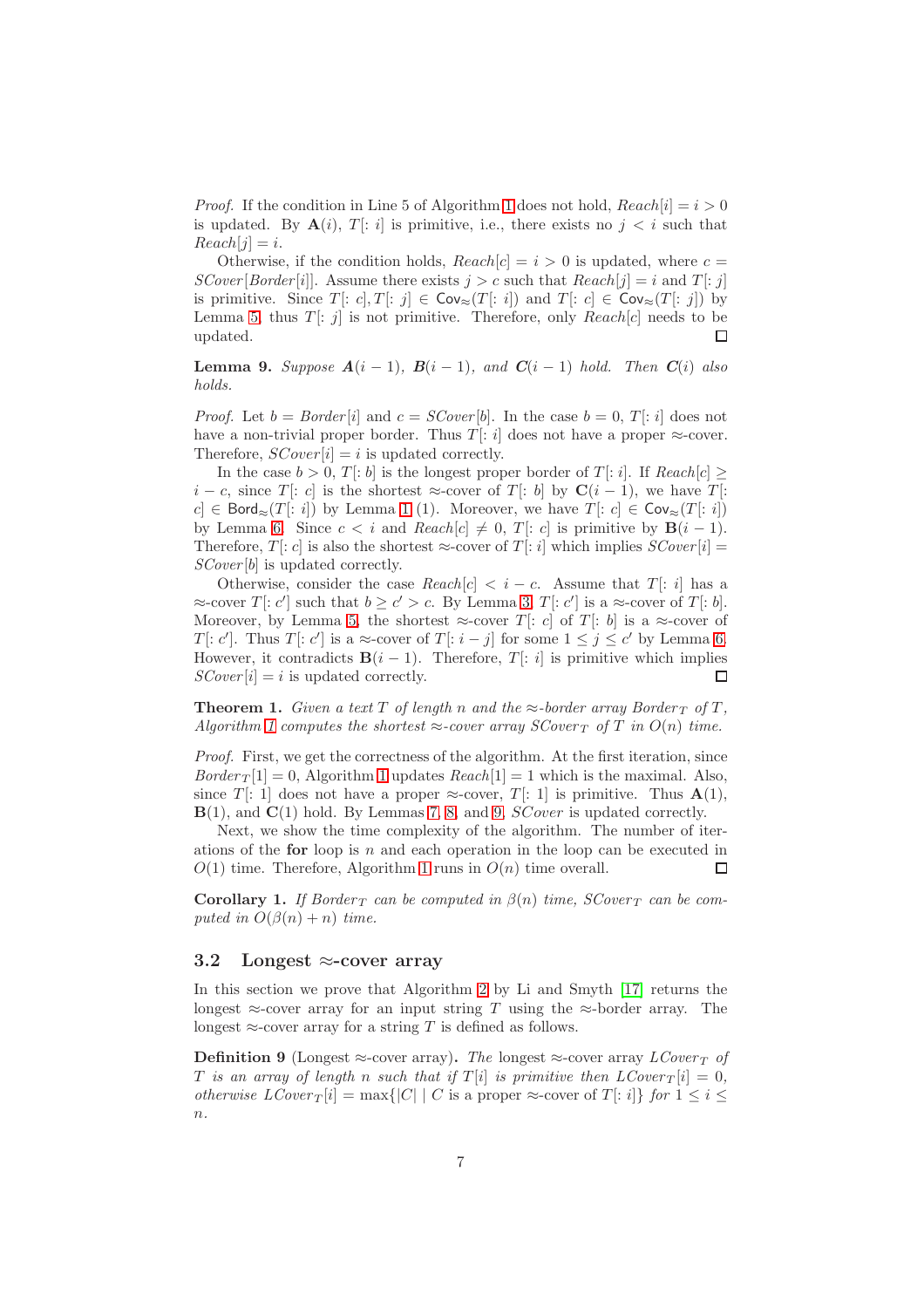*Proof.* If the condition in Line 5 of Algorithm 1 does not hold, $Reach[i] = i > 0$ is updated. By $\mathbf{A}(i)$, $T[: i]$ is primitive, i.e., there exists no $j < i$ such that $Reach[j] = i$.

Otherwise, if the condition holds, $Reach[c] = i > 0$ is updated, where $c = SCover[Border[i]]$. Assume there exists $j > c$ such that $Reach[j] = i$ and $T[: j]$ is primitive. Since $T[: c], T[: j] \in \mathsf{Cov}_{\approx}(T[: i])$ and $T[: c] \in \mathsf{Cov}_{\approx}(T[: j])$ by Lemma 5, thus $T[: j]$ is not primitive. Therefore, only $Reach[c]$ needs to be updated. □

**Lemma 9.** *Suppose $\boldsymbol{A}(i-1)$, $\boldsymbol{B}(i-1)$, and $\boldsymbol{C}(i-1)$ hold. Then $\boldsymbol{C}(i)$ also holds.*

*Proof.* Let $b = Border[i]$ and $c = SCover[b]$. In the case $b = 0$, $T[: i]$ does not have a non-trivial proper border. Thus $T[: i]$ does not have a proper $\approx$-cover. Therefore, $SCover[i] = i$ is updated correctly.

In the case $b > 0$, $T[: b]$ is the longest proper border of $T[: i]$. If $Reach[c] \geq i - c$, since $T[: c]$ is the shortest $\approx$-cover of $T[: b]$ by $\mathbf{C}(i-1)$, we have $T[: c] \in \mathsf{Bord}_{\approx}(T[: i])$ by Lemma 1 (1). Moreover, we have $T[: c] \in \mathsf{Cov}_{\approx}(T[: i])$ by Lemma 6. Since $c < i$ and $Reach[c] \neq 0$, $T[: c]$ is primitive by $\mathbf{B}(i-1)$. Therefore, $T[: c]$ is also the shortest $\approx$-cover of $T[: i]$ which implies $SCover[i] = SCover[b]$ is updated correctly.

Otherwise, consider the case $Reach[c] < i - c$. Assume that $T[: i]$ has a $\approx$-cover $T[: c']$ such that $b \geq c' > c$. By Lemma 3, $T[: c']$ is a $\approx$-cover of $T[: b]$. Moreover, by Lemma 5, the shortest $\approx$-cover $T[: c]$ of $T[: b]$ is a $\approx$-cover of $T[: c']$. Thus $T[: c']$ is a $\approx$-cover of $T[: i - j]$ for some $1 \leq j \leq c'$ by Lemma 6. However, it contradicts $\mathbf{B}(i-1)$. Therefore, $T[: i]$ is primitive which implies $SCover[i] = i$ is updated correctly. □

**Theorem 1.** *Given a text $T$ of length $n$ and the $\approx$-border array $Border_T$ of $T$, Algorithm 1 computes the shortest $\approx$-cover array $SCover_T$ of $T$ in $O(n)$ time.*

*Proof.* First, we get the correctness of the algorithm. At the first iteration, since $Border_T[1] = 0$, Algorithm 1 updates $Reach[1] = 1$ which is the maximal. Also, since $T[: 1]$ does not have a proper $\approx$-cover, $T[: 1]$ is primitive. Thus $\mathbf{A}(1)$, $\mathbf{B}(1)$, and $\mathbf{C}(1)$ hold. By Lemmas 7, 8, and 9, $SCover$ is updated correctly.

Next, we show the time complexity of the algorithm. The number of iterations of the **for** loop is $n$ and each operation in the loop can be executed in $O(1)$ time. Therefore, Algorithm 1 runs in $O(n)$ time overall. □

**Corollary 1.** *If $Border_T$ can be computed in $\beta(n)$ time, $SCover_T$ can be computed in $O(\beta(n) + n)$ time.*

## 3.2 Longest $\approx$-cover array

In this section we prove that Algorithm 2 by Li and Smyth [17] returns the longest $\approx$-cover array for an input string $T$ using the $\approx$-border array. The longest $\approx$-cover array for a string $T$ is defined as follows.

**Definition 9** (Longest $\approx$-cover array)**.** *The longest $\approx$-cover array $LCover_T$ of $T$ is an array of length $n$ such that if $T[i]$ is primitive then $LCover_T[i] = 0$, otherwise $LCover_T[i] = \max\{|C| \mid C$ is a proper $\approx$-cover of $T[: i]\}$ for $1 \leq i \leq n$.*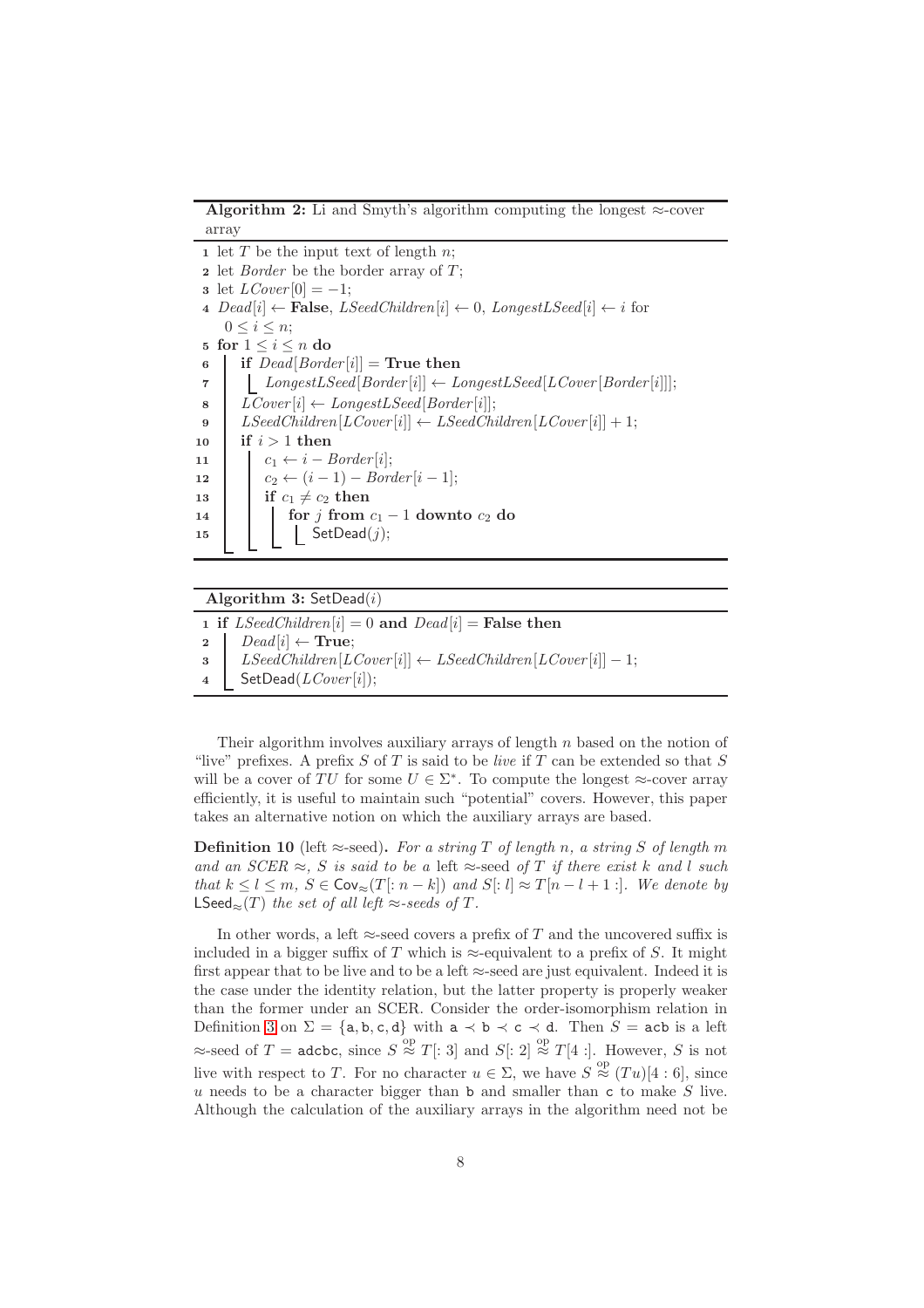**Algorithm 2:** Li and Smyth's algorithm computing the longest $\approx$-cover array

```
1  let T be the input text of length n;
2  let Border be the border array of T;
3  let LCover[0] = −1;
4  Dead[i] ← False, LSeedChildren[i] ← 0, LongestLSeed[i] ← i for
   0 ≤ i ≤ n;
5  for 1 ≤ i ≤ n do
6      if Dead[Border[i]] = True then
7          LongestLSeed[Border[i]] ← LongestLSeed[LCover[Border[i]]];
8      LCover[i] ← LongestLSeed[Border[i]];
9      LSeedChildren[LCover[i]] ← LSeedChildren[LCover[i]] + 1;
10     if i > 1 then
11         c1 ← i − Border[i];
12         c2 ← (i − 1) − Border[i − 1];
13         if c1 ≠ c2 then
14             for j from c1 − 1 downto c2 do
15                 SetDead(j);
```

**Algorithm 3:** SetDead($i$)

```
1  if LSeedChildren[i] = 0 and Dead[i] = False then
2      Dead[i] ← True;
3      LSeedChildren[LCover[i]] ← LSeedChildren[LCover[i]] − 1;
4      SetDead(LCover[i]);
```

Their algorithm involves auxiliary arrays of length $n$ based on the notion of "live" prefixes. A prefix $S$ of $T$ is said to be *live* if $T$ can be extended so that $S$ will be a cover of $TU$ for some $U \in \Sigma^*$. To compute the longest $\approx$-cover array efficiently, it is useful to maintain such "potential" covers. However, this paper takes an alternative notion on which the auxiliary arrays are based.

**Definition 10** (left $\approx$-seed)**.** *For a string $T$ of length $n$, a string $S$ of length $m$ and an SCER $\approx$, $S$ is said to be a* left $\approx$-seed *of $T$ if there exist $k$ and $l$ such that $k \le l \le m$, $S \in \mathsf{Cov}_{\approx}(T[: n-k])$ and $S[: l] \approx T[n-l+1 :]$. We denote by $\mathsf{LSeed}_{\approx}(T)$ the set of all left $\approx$-seeds of $T$.*

In other words, a left $\approx$-seed covers a prefix of $T$ and the uncovered suffix is included in a bigger suffix of $T$ which is $\approx$-equivalent to a prefix of $S$. It might first appear that to be live and to be a left $\approx$-seed are just equivalent. Indeed it is the case under the identity relation, but the latter property is properly weaker than the former under an SCER. Consider the order-isomorphism relation in Definition 3 on $\Sigma = \{\mathtt{a}, \mathtt{b}, \mathtt{c}, \mathtt{d}\}$ with $\mathtt{a} \prec \mathtt{b} \prec \mathtt{c} \prec \mathtt{d}$. Then $S = \mathtt{acb}$ is a left $\approx$-seed of $T = \mathtt{adcbc}$, since $S \overset{\text{op}}{\approx} T[: 3]$ and $S[: 2] \overset{\text{op}}{\approx} T[4 :]$. However, $S$ is not live with respect to $T$. For no character $u \in \Sigma$, we have $S \overset{\text{op}}{\approx} (Tu)[4 : 6]$, since $u$ needs to be a character bigger than $\mathtt{b}$ and smaller than $\mathtt{c}$ to make $S$ live. Although the calculation of the auxiliary arrays in the algorithm need not be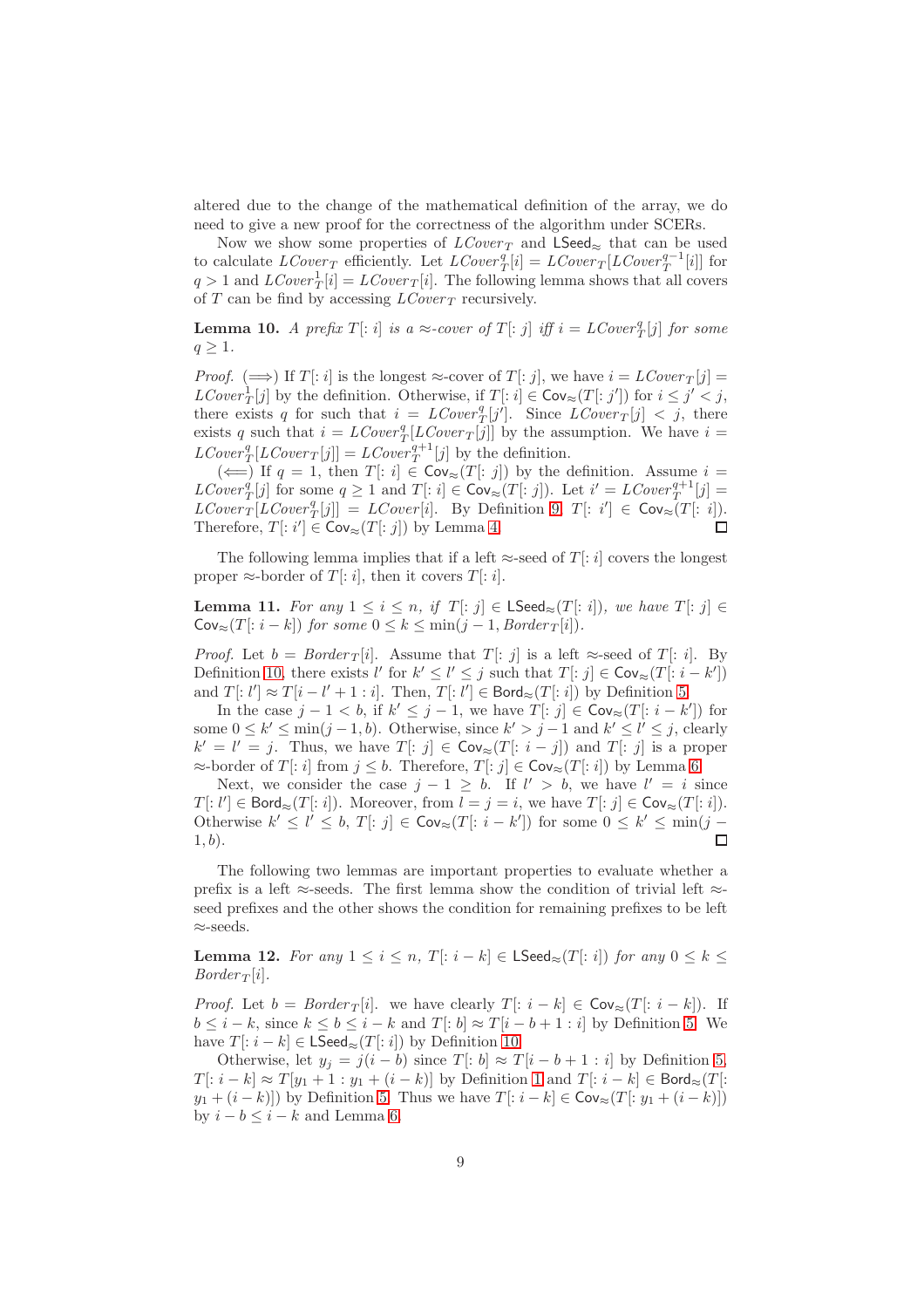altered due to the change of the mathematical definition of the array, we do need to give a new proof for the correctness of the algorithm under SCERs.

Now we show some properties of $LCover_T$ and $\mathsf{LSeed}_{\approx}$ that can be used to calculate $LCover_T$ efficiently. Let $LCover^q_T[i] = LCover_T[LCover^{q-1}_T[i]]$ for $q > 1$ and $LCover^1_T[i] = LCover_T[i]$. The following lemma shows that all covers of $T$ can be find by accessing $LCover_T$ recursively.

**Lemma 10.** *A prefix $T[:i]$ is a $\approx$-cover of $T[:j]$ iff $i = LCover^q_T[j]$ for some $q \geq 1$.*

*Proof.* ($\Longrightarrow$) If $T[:i]$ is the longest $\approx$-cover of $T[:j]$, we have $i = LCover_T[j] = LCover^1_T[j]$ by the definition. Otherwise, if $T[:i] \in \mathsf{Cov}_{\approx}(T[:j'])$ for $i \leq j' < j$, there exists $q$ for such that $i = LCover^q_T[j']$. Since $LCover_T[j] < j$, there exists $q$ such that $i = LCover^q_T[LCover_T[j]]$ by the assumption. We have $i = LCover^q_T[LCover_T[j]] = LCover^{q+1}_T[j]$ by the definition.

($\Longleftarrow$) If $q = 1$, then $T[:i] \in \mathsf{Cov}_{\approx}(T[:j])$ by the definition. Assume $i = LCover^q_T[j]$ for some $q \geq 1$ and $T[:i] \in \mathsf{Cov}_{\approx}(T[:j])$. Let $i' = LCover^{q+1}_T[j] = LCover_T[LCover^q_T[j]] = LCover[i]$. By Definition 9, $T[:i'] \in \mathsf{Cov}_{\approx}(T[:i])$. Therefore, $T[:i'] \in \mathsf{Cov}_{\approx}(T[:j])$ by Lemma 4. □

The following lemma implies that if a left $\approx$-seed of $T[:i]$ covers the longest proper $\approx$-border of $T[:i]$, then it covers $T[:i]$.

**Lemma 11.** *For any $1 \leq i \leq n$, if $T[:j] \in \mathsf{LSeed}_{\approx}(T[:i])$, we have $T[:j] \in \mathsf{Cov}_{\approx}(T[:i-k])$ for some $0 \leq k \leq \min(j-1, Border_T[i])$.*

*Proof.* Let $b = Border_T[i]$. Assume that $T[:j]$ is a left $\approx$-seed of $T[:i]$. By Definition 10, there exists $l'$ for $k' \leq l' \leq j$ such that $T[:j] \in \mathsf{Cov}_{\approx}(T[:i-k'])$ and $T[:l'] \approx T[i-l'+1:i]$. Then, $T[:l'] \in \mathsf{Bord}_{\approx}(T[:i])$ by Definition 5.

In the case $j-1 < b$, if $k' \leq j-1$, we have $T[:j] \in \mathsf{Cov}_{\approx}(T[:i-k'])$ for some $0 \leq k' \leq \min(j-1, b)$. Otherwise, since $k' > j-1$ and $k' \leq l' \leq j$, clearly $k' = l' = j$. Thus, we have $T[:j] \in \mathsf{Cov}_{\approx}(T[:i-j])$ and $T[:j]$ is a proper $\approx$-border of $T[:i]$ from $j \leq b$. Therefore, $T[:j] \in \mathsf{Cov}_{\approx}(T[:i])$ by Lemma 6.

Next, we consider the case $j-1 \geq b$. If $l' > b$, we have $l' = i$ since $T[:l'] \in \mathsf{Bord}_{\approx}(T[:i])$. Moreover, from $l = j = i$, we have $T[:j] \in \mathsf{Cov}_{\approx}(T[:i])$. Otherwise $k' \leq l' \leq b$, $T[:j] \in \mathsf{Cov}_{\approx}(T[:i-k'])$ for some $0 \leq k' \leq \min(j-1, b)$. □

The following two lemmas are important properties to evaluate whether a prefix is a left $\approx$-seeds. The first lemma show the condition of trivial left $\approx$-seed prefixes and the other shows the condition for remaining prefixes to be left $\approx$-seeds.

**Lemma 12.** *For any $1 \leq i \leq n$, $T[:i-k] \in \mathsf{LSeed}_{\approx}(T[:i])$ for any $0 \leq k \leq Border_T[i]$.*

*Proof.* Let $b = Border_T[i]$. we have clearly $T[:i-k] \in \mathsf{Cov}_{\approx}(T[:i-k])$. If $b \leq i-k$, since $k \leq b \leq i-k$ and $T[:b] \approx T[i-b+1:i]$ by Definition 5. We have $T[:i-k] \in \mathsf{LSeed}_{\approx}(T[:i])$ by Definition 10.

Otherwise, let $y_j = j(i-b)$ since $T[:b] \approx T[i-b+1:i]$ by Definition 5, $T[:i-k] \approx T[y_1+1:y_1+(i-k)]$ by Definition 1 and $T[:i-k] \in \mathsf{Bord}_{\approx}(T[:y_1+(i-k)])$ by Definition 5. Thus we have $T[:i-k] \in \mathsf{Cov}_{\approx}(T[:y_1+(i-k)])$ by $i-b \leq i-k$ and Lemma 6.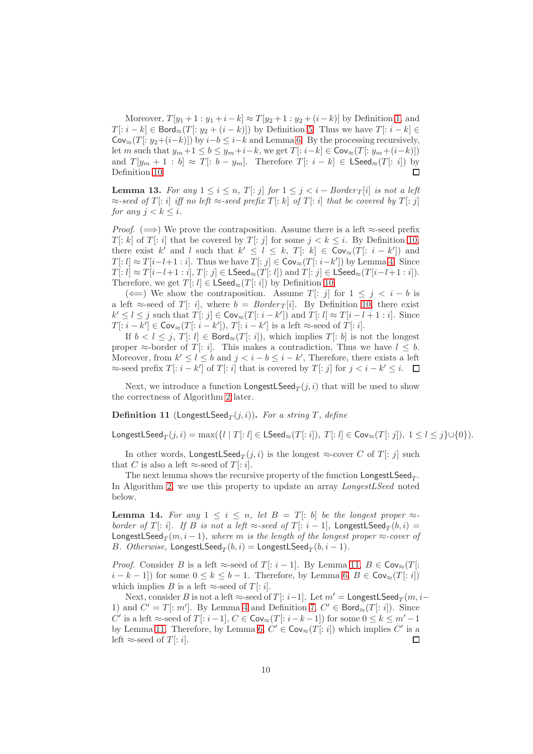Moreover, $T[y_1+1 : y_1+i-k] \approx T[y_2+1 : y_2+(i-k)]$ by Definition 1, and $T[: i-k] \in \mathsf{Bord}_{\approx}(T[: y_2+(i-k)])$ by Definition 5. Thus we have $T[: i-k] \in \mathsf{Cov}_{\approx}(T[: y_2+(i-k)])$ by $i-b \leq i-k$ and Lemma 6. By the processing recursively, let $m$ such that $y_m+1 \leq b \leq y_m+i-k$, we get $T[: i-k] \in \mathsf{Cov}_{\approx}(T[: y_m+(i-k)])$ and $T[y_m+1 : b] \approx T[: b-y_m]$. Therefore $T[: i-k] \in \mathsf{LSeed}_{\approx}(T[: i])$ by Definition 10. □

**Lemma 13.** *For any $1 \leq i \leq n$, $T[: j]$ for $1 \leq j < i - Border_T[i]$ is not a left $\approx$-seed of $T[: i]$ iff no left $\approx$-seed prefix $T[: k]$ of $T[: i]$ that be covered by $T[: j]$ for any $j < k \leq i$.*

*Proof.* ($\Longrightarrow$) We prove the contraposition. Assume there is a left $\approx$-seed prefix $T[: k]$ of $T[: i]$ that be covered by $T[: j]$ for some $j < k \leq i$. By Definition 10, there exist $k'$ and $l$ such that $k' \leq l \leq k$, $T[: k] \in \mathsf{Cov}_{\approx}(T[: i-k'])$ and $T[: l] \approx T[i-l+1 : i]$. Thus we have $T[: j] \in \mathsf{Cov}_{\approx}(T[: i-k'])$ by Lemma 4. Since $T[: l] \approx T[i-l+1 : i]$, $T[: j] \in \mathsf{LSeed}_{\approx}(T[: l])$ and $T[: j] \in \mathsf{LSeed}_{\approx}(T[i-l+1 : i])$. Therefore, we get $T[: l] \in \mathsf{LSeed}_{\approx}(T[: i])$ by Definition 10.

($\Longleftarrow$) We show the contraposition. Assume $T[: j]$ for $1 \leq j < i - b$ is a left $\approx$-seed of $T[: i]$, where $b = Border_T[i]$. By Definition 10, there exist $k' \leq l \leq j$ such that $T[: j] \in \mathsf{Cov}_{\approx}(T[: i-k'])$ and $T[: l] \approx T[i-l+1 : i]$. Since $T[: i-k'] \in \mathsf{Cov}_{\approx}(T[: i-k'])$, $T[: i-k']$ is a left $\approx$-seed of $T[: i]$.

If $b < l \leq j$, $T[: l] \in \mathsf{Bord}_{\approx}(T[: i])$, which implies $T[: b]$ is not the longest proper $\approx$-border of $T[: i]$. This makes a contradiction, Thus we have $l \leq b$. Moreover, from $k' \leq l \leq b$ and $j < i-b \leq i-k'$, Therefore, there exists a left $\approx$-seed prefix $T[: i-k']$ of $T[: i]$ that is covered by $T[: j]$ for $j < i-k' \leq i$. □

Next, we introduce a function $\mathsf{LongestLSeed}_T(j, i)$ that will be used to show the correctness of Algorithm 2 later.

**Definition 11** ($\mathsf{LongestLSeed}_T(j, i)$)**.** *For a string $T$, define*

$$\mathsf{LongestLSeed}_T(j, i) = \max(\{l \mid T[: l] \in \mathsf{LSeed}_{\approx}(T[: i]),\ T[: l] \in \mathsf{Cov}_{\approx}(T[: j]),\ 1 \leq l \leq j\} \cup \{0\}).$$

In other words, $\mathsf{LongestLSeed}_T(j, i)$ is the longest $\approx$-cover $C$ of $T[: j]$ such that $C$ is also a left $\approx$-seed of $T[: i]$.

The next lemma shows the recursive property of the function $\mathsf{LongestLSeed}_T$. In Algorithm 2, we use this property to update an array *LongestLSeed* noted below.

**Lemma 14.** *For any $1 \leq i \leq n$, let $B = T[: b]$ be the longest proper $\approx$-border of $T[: i]$. If $B$ is not a left $\approx$-seed of $T[: i-1]$, $\mathsf{LongestLSeed}_T(b, i) = \mathsf{LongestLSeed}_T(m, i-1)$, where $m$ is the length of the longest proper $\approx$-cover of $B$. Otherwise, $\mathsf{LongestLSeed}_T(b, i) = \mathsf{LongestLSeed}_T(b, i-1)$.*

*Proof.* Consider $B$ is a left $\approx$-seed of $T[: i-1]$. By Lemma 11, $B \in \mathsf{Cov}_{\approx}(T[: i-k-1])$ for some $0 \leq k \leq b-1$. Therefore, by Lemma 6, $B \in \mathsf{Cov}_{\approx}(T[: i])$ which implies $B$ is a left $\approx$-seed of $T[: i]$.

Next, consider $B$ is not a left $\approx$-seed of $T[: i-1]$. Let $m' = \mathsf{LongestLSeed}_T(m, i-1)$ and $C' = T[: m']$. By Lemma 4 and Definition 7, $C' \in \mathsf{Bord}_{\approx}(T[: i])$. Since $C'$ is a left $\approx$-seed of $T[: i-1]$, $C \in \mathsf{Cov}_{\approx}(T[: i-k-1])$ for some $0 \leq k \leq m'-1$ by Lemma 11. Therefore, by Lemma 6, $C' \in \mathsf{Cov}_{\approx}(T[: i])$ which implies $C'$ is a left $\approx$-seed of $T[: i]$. □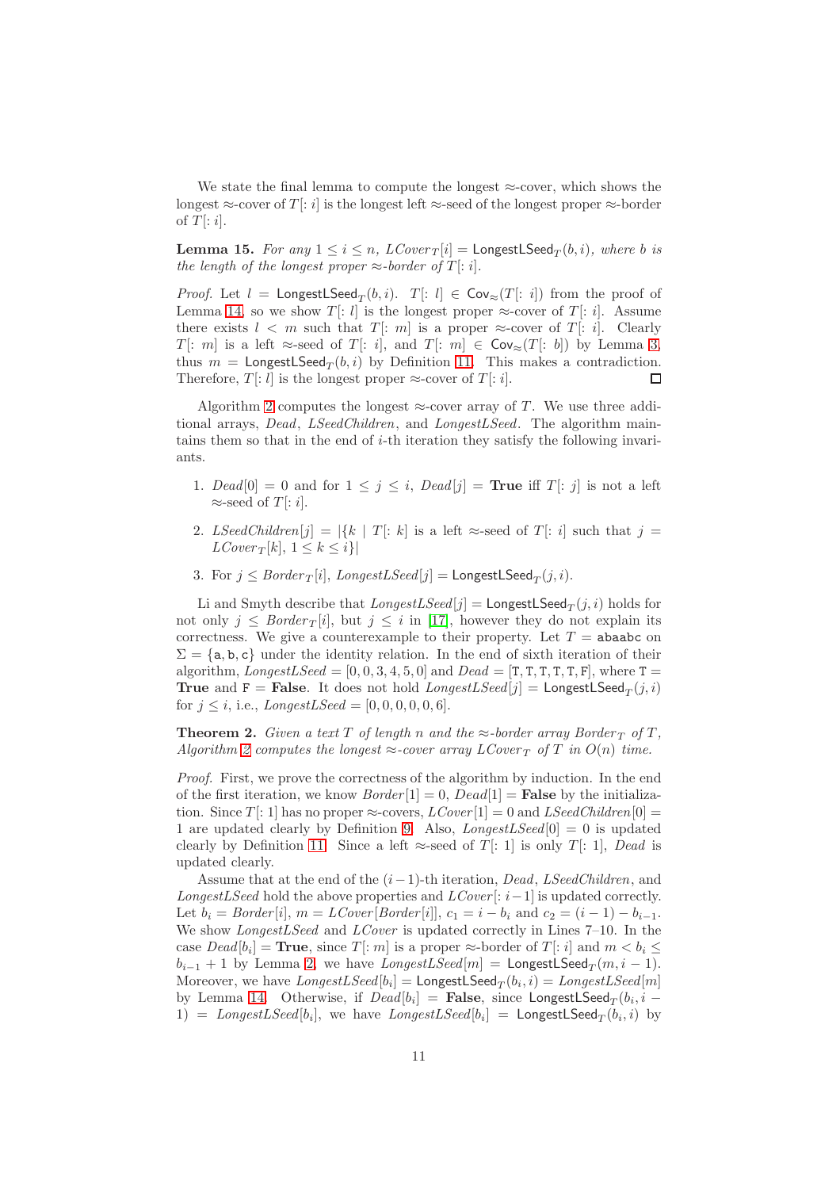We state the final lemma to compute the longest $\approx$-cover, which shows the longest $\approx$-cover of $T[:i]$ is the longest left $\approx$-seed of the longest proper $\approx$-border of $T[:i]$.

**Lemma 15.** *For any $1 \leq i \leq n$, $LCover_T[i] = \mathsf{LongestLSeed}_T(b, i)$, where $b$ is the length of the longest proper $\approx$-border of $T[:i]$.*

*Proof.* Let $l = \mathsf{LongestLSeed}_T(b, i)$. $T[:l] \in \mathsf{Cov}_{\approx}(T[:i])$ from the proof of Lemma 14, so we show $T[:l]$ is the longest proper $\approx$-cover of $T[:i]$. Assume there exists $l < m$ such that $T[:m]$ is a proper $\approx$-cover of $T[:i]$. Clearly $T[:m]$ is a left $\approx$-seed of $T[:i]$, and $T[:m] \in \mathsf{Cov}_{\approx}(T[:b])$ by Lemma 3, thus $m = \mathsf{LongestLSeed}_T(b, i)$ by Definition 11. This makes a contradiction. Therefore, $T[:l]$ is the longest proper $\approx$-cover of $T[:i]$. ◻

Algorithm 2 computes the longest $\approx$-cover array of $T$. We use three additional arrays, *Dead*, *LSeedChildren*, and *LongestLSeed*. The algorithm maintains them so that in the end of $i$-th iteration they satisfy the following invariants.

1. $Dead[0] = 0$ and for $1 \leq j \leq i$, $Dead[j] = \textbf{True}$ iff $T[:j]$ is not a left $\approx$-seed of $T[:i]$.
2. $LSeedChildren[j] = |\{k \mid T[:k]$ is a left $\approx$-seed of $T[:i]$ such that $j = LCover_T[k]$, $1 \leq k \leq i\}|$
3. For $j \leq Border_T[i]$, $LongestLSeed[j] = \mathsf{LongestLSeed}_T(j, i)$.

Li and Smyth describe that $LongestLSeed[j] = \mathsf{LongestLSeed}_T(j, i)$ holds for not only $j \leq Border_T[i]$, but $j \leq i$ in [17], however they do not explain its correctness. We give a counterexample to their property. Let $T = \mathtt{abaabc}$ on $\Sigma = \{\mathtt{a}, \mathtt{b}, \mathtt{c}\}$ under the identity relation. In the end of sixth iteration of their algorithm, $LongestLSeed = [0, 0, 3, 4, 5, 0]$ and $Dead = [\mathtt{T}, \mathtt{T}, \mathtt{T}, \mathtt{T}, \mathtt{T}, \mathtt{F}]$, where $\mathtt{T} = \textbf{True}$ and $\mathtt{F} = \textbf{False}$. It does not hold $LongestLSeed[j] = \mathsf{LongestLSeed}_T(j, i)$ for $j \leq i$, i.e., $LongestLSeed = [0, 0, 0, 0, 0, 6]$.

**Theorem 2.** *Given a text $T$ of length $n$ and the $\approx$-border array $Border_T$ of $T$, Algorithm 2 computes the longest $\approx$-cover array $LCover_T$ of $T$ in $O(n)$ time.*

*Proof.* First, we prove the correctness of the algorithm by induction. In the end of the first iteration, we know $Border[1] = 0$, $Dead[1] = \textbf{False}$ by the initialization. Since $T[:1]$ has no proper $\approx$-covers, $LCover[1] = 0$ and $LSeedChildren[0] = 1$ are updated clearly by Definition 9. Also, $LongestLSeed[0] = 0$ is updated clearly by Definition 11. Since a left $\approx$-seed of $T[:1]$ is only $T[:1]$, *Dead* is updated clearly.

Assume that at the end of the $(i-1)$-th iteration, *Dead*, *LSeedChildren*, and *LongestLSeed* hold the above properties and $LCover[:i-1]$ is updated correctly. Let $b_i = Border[i]$, $m = LCover[Border[i]]$, $c_1 = i - b_i$ and $c_2 = (i-1) - b_{i-1}$. We show *LongestLSeed* and *LCover* is updated correctly in Lines 7–10. In the case $Dead[b_i] = \textbf{True}$, since $T[:m]$ is a proper $\approx$-border of $T[:i]$ and $m < b_i \leq b_{i-1} + 1$ by Lemma 2, we have $LongestLSeed[m] = \mathsf{LongestLSeed}_T(m, i-1)$. Moreover, we have $LongestLSeed[b_i] = \mathsf{LongestLSeed}_T(b_i, i) = LongestLSeed[m]$ by Lemma 14. Otherwise, if $Dead[b_i] = \textbf{False}$, since $\mathsf{LongestLSeed}_T(b_i, i-1) = LongestLSeed[b_i]$, we have $LongestLSeed[b_i] = \mathsf{LongestLSeed}_T(b_i, i)$ by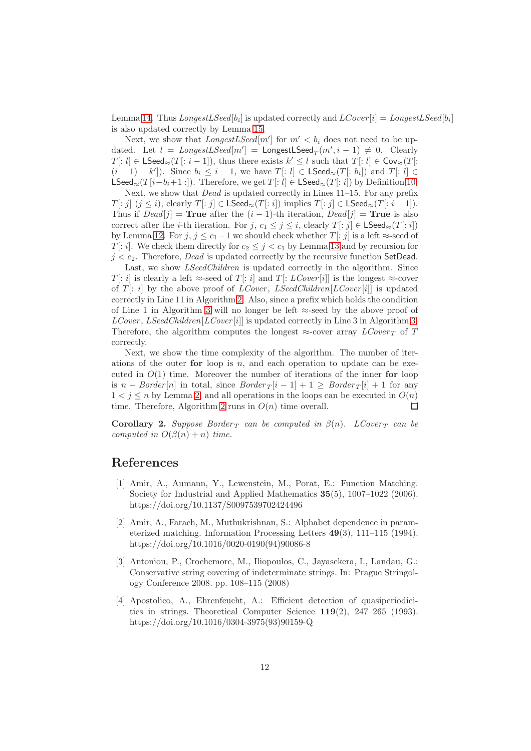Lemma 14. Thus $\mathit{LongestLSeed}[b_i]$ is updated correctly and $\mathit{LCover}[i] = \mathit{LongestLSeed}[b_i]$ is also updated correctly by Lemma 15.

Next, we show that $\mathit{LongestLSeed}[m']$ for $m' < b_i$ does not need to be updated. Let $l = \mathit{LongestLSeed}[m'] = \mathsf{LongestLSeed}_T(m', i-1) \neq 0$. Clearly $T[:l] \in \mathsf{LSeed}_{\approx}(T[:i-1])$, thus there exists $k' \leq l$ such that $T[:l] \in \mathsf{Cov}_{\approx}(T[:(i-1)-k'])$. Since $b_i \leq i-1$, we have $T[:l] \in \mathsf{LSeed}_{\approx}(T[:b_i])$ and $T[:l] \in \mathsf{LSeed}_{\approx}(T[i-b_i+1:])$. Therefore, we get $T[:l] \in \mathsf{LSeed}_{\approx}(T[:i])$ by Definition 10.

Next, we show that $\mathit{Dead}$ is updated correctly in Lines 11–15. For any prefix $T[:j]$ $(j \leq i)$, clearly $T[:j] \in \mathsf{LSeed}_{\approx}(T[:i])$ implies $T[:j] \in \mathsf{LSeed}_{\approx}(T[:i-1])$. Thus if $\mathit{Dead}[j] = \textbf{True}$ after the $(i-1)$-th iteration, $\mathit{Dead}[j] = \textbf{True}$ is also correct after the $i$-th iteration. For $j$, $c_1 \leq j \leq i$, clearly $T[:j] \in \mathsf{LSeed}_{\approx}(T[:i])$ by Lemma 12. For $j$, $j \leq c_1 - 1$ we should check whether $T[:j]$ is a left $\approx$-seed of $T[:i]$. We check them directly for $c_2 \leq j < c_1$ by Lemma 13 and by recursion for $j < c_2$. Therefore, $\mathit{Dead}$ is updated correctly by the recursive function $\mathsf{SetDead}$.

Last, we show $\mathit{LSeedChildren}$ is updated correctly in the algorithm. Since $T[:i]$ is clearly a left $\approx$-seed of $T[:i]$ and $T[:\mathit{LCover}[i]]$ is the longest $\approx$-cover of $T[:i]$ by the above proof of $\mathit{LCover}$, $\mathit{LSeedChildren}[\mathit{LCover}[i]]$ is updated correctly in Line 11 in Algorithm 2. Also, since a prefix which holds the condition of Line 1 in Algorithm 3 will no longer be left $\approx$-seed by the above proof of $\mathit{LCover}$, $\mathit{LSeedChildren}[\mathit{LCover}[i]]$ is updated correctly in Line 3 in Algorithm 3. Therefore, the algorithm computes the longest $\approx$-cover array $\mathit{LCover}_T$ of $T$ correctly.

Next, we show the time complexity of the algorithm. The number of iterations of the outer **for** loop is $n$, and each operation to update can be executed in $O(1)$ time. Moreover the number of iterations of the inner **for** loop is $n - \mathit{Border}[n]$ in total, since $\mathit{Border}_T[i-1] + 1 \geq \mathit{Border}_T[i] + 1$ for any $1 < j \leq n$ by Lemma 2, and all operations in the loops can be executed in $O(n)$ time. Therefore, Algorithm 2 runs in $O(n)$ time overall. □

**Corollary 2.** *Suppose $\mathit{Border}_T$ can be computed in $\beta(n)$. $\mathit{LCover}_T$ can be computed in $O(\beta(n) + n)$ time.*

# References

[1] Amir, A., Aumann, Y., Lewenstein, M., Porat, E.: Function Matching. Society for Industrial and Applied Mathematics **35**(5), 1007–1022 (2006). https://doi.org/10.1137/S0097539702424496

[2] Amir, A., Farach, M., Muthukrishnan, S.: Alphabet dependence in parameterized matching. Information Processing Letters **49**(3), 111–115 (1994). https://doi.org/10.1016/0020-0190(94)90086-8

[3] Antoniou, P., Crochemore, M., Iliopoulos, C., Jayasekera, I., Landau, G.: Conservative string covering of indeterminate strings. In: Prague Stringology Conference 2008. pp. 108–115 (2008)

[4] Apostolico, A., Ehrenfeucht, A.: Efficient detection of quasiperiodicities in strings. Theoretical Computer Science **119**(2), 247–265 (1993). https://doi.org/10.1016/0304-3975(93)90159-Q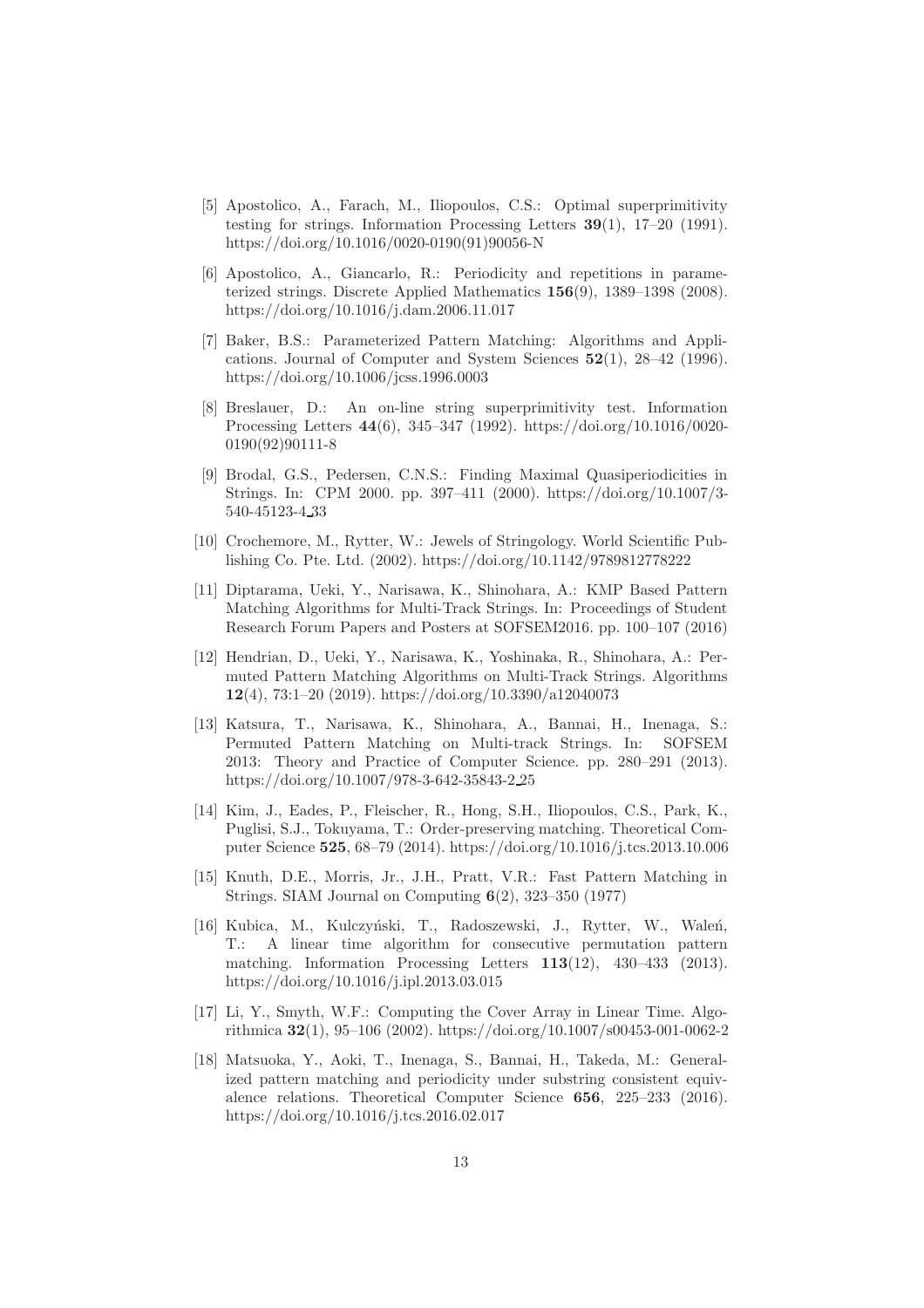[5] Apostolico, A., Farach, M., Iliopoulos, C.S.: Optimal superprimitivity testing for strings. Information Processing Letters **39**(1), 17–20 (1991). https://doi.org/10.1016/0020-0190(91)90056-N

[6] Apostolico, A., Giancarlo, R.: Periodicity and repetitions in parameterized strings. Discrete Applied Mathematics **156**(9), 1389–1398 (2008). https://doi.org/10.1016/j.dam.2006.11.017

[7] Baker, B.S.: Parameterized Pattern Matching: Algorithms and Applications. Journal of Computer and System Sciences **52**(1), 28–42 (1996). https://doi.org/10.1006/jcss.1996.0003

[8] Breslauer, D.: An on-line string superprimitivity test. Information Processing Letters **44**(6), 345–347 (1992). https://doi.org/10.1016/0020-0190(92)90111-8

[9] Brodal, G.S., Pedersen, C.N.S.: Finding Maximal Quasiperiodicities in Strings. In: CPM 2000. pp. 397–411 (2000). https://doi.org/10.1007/3-540-45123-4_33

[10] Crochemore, M., Rytter, W.: Jewels of Stringology. World Scientific Publishing Co. Pte. Ltd. (2002). https://doi.org/10.1142/9789812778222

[11] Diptarama, Ueki, Y., Narisawa, K., Shinohara, A.: KMP Based Pattern Matching Algorithms for Multi-Track Strings. In: Proceedings of Student Research Forum Papers and Posters at SOFSEM2016. pp. 100–107 (2016)

[12] Hendrian, D., Ueki, Y., Narisawa, K., Yoshinaka, R., Shinohara, A.: Permuted Pattern Matching Algorithms on Multi-Track Strings. Algorithms **12**(4), 73:1–20 (2019). https://doi.org/10.3390/a12040073

[13] Katsura, T., Narisawa, K., Shinohara, A., Bannai, H., Inenaga, S.: Permuted Pattern Matching on Multi-track Strings. In: SOFSEM 2013: Theory and Practice of Computer Science. pp. 280–291 (2013). https://doi.org/10.1007/978-3-642-35843-2_25

[14] Kim, J., Eades, P., Fleischer, R., Hong, S.H., Iliopoulos, C.S., Park, K., Puglisi, S.J., Tokuyama, T.: Order-preserving matching. Theoretical Computer Science **525**, 68–79 (2014). https://doi.org/10.1016/j.tcs.2013.10.006

[15] Knuth, D.E., Morris, Jr., J.H., Pratt, V.R.: Fast Pattern Matching in Strings. SIAM Journal on Computing **6**(2), 323–350 (1977)

[16] Kubica, M., Kulczyński, T., Radoszewski, J., Rytter, W., Waleń, T.: A linear time algorithm for consecutive permutation pattern matching. Information Processing Letters **113**(12), 430–433 (2013). https://doi.org/10.1016/j.ipl.2013.03.015

[17] Li, Y., Smyth, W.F.: Computing the Cover Array in Linear Time. Algorithmica **32**(1), 95–106 (2002). https://doi.org/10.1007/s00453-001-0062-2

[18] Matsuoka, Y., Aoki, T., Inenaga, S., Bannai, H., Takeda, M.: Generalized pattern matching and periodicity under substring consistent equivalence relations. Theoretical Computer Science **656**, 225–233 (2016). https://doi.org/10.1016/j.tcs.2016.02.017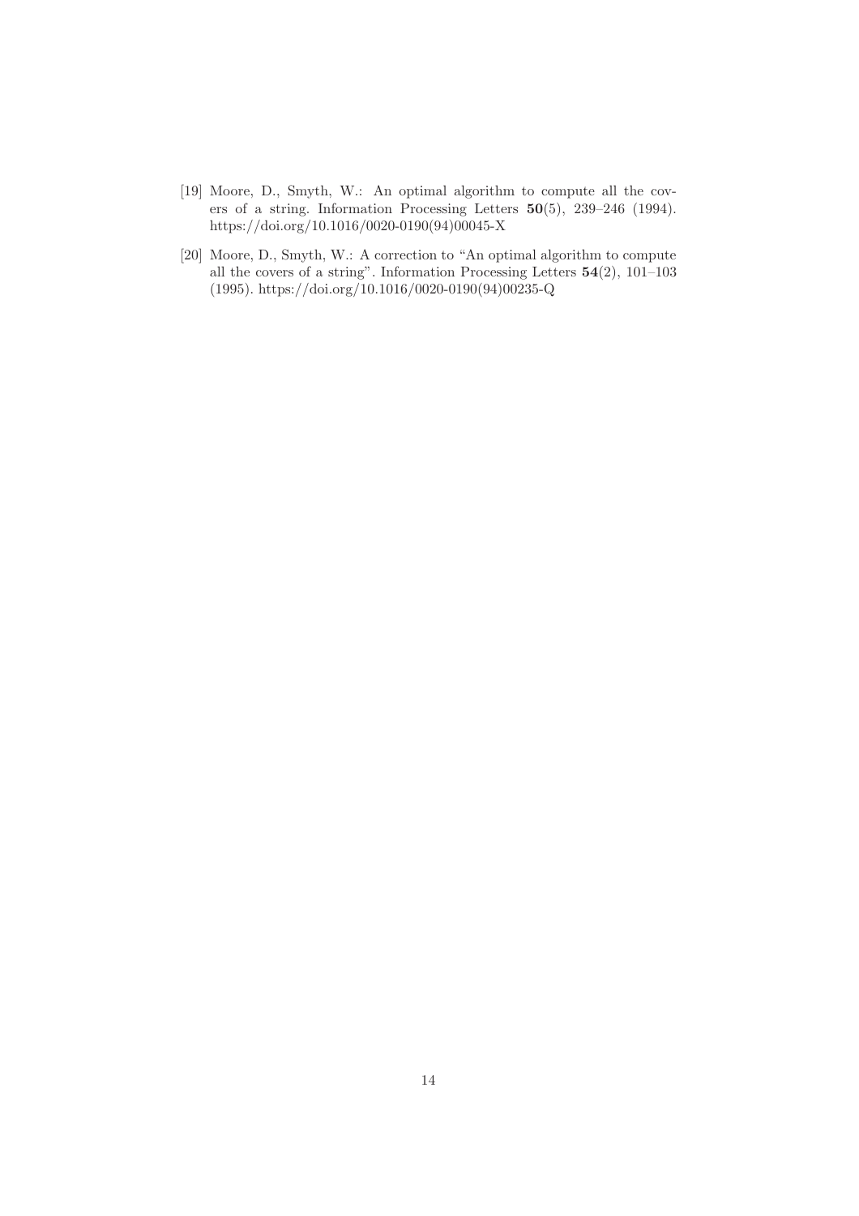[19] Moore, D., Smyth, W.: An optimal algorithm to compute all the covers of a string. Information Processing Letters **50**(5), 239–246 (1994). https://doi.org/10.1016/0020-0190(94)00045-X

[20] Moore, D., Smyth, W.: A correction to "An optimal algorithm to compute all the covers of a string". Information Processing Letters **54**(2), 101–103 (1995). https://doi.org/10.1016/0020-0190(94)00235-Q